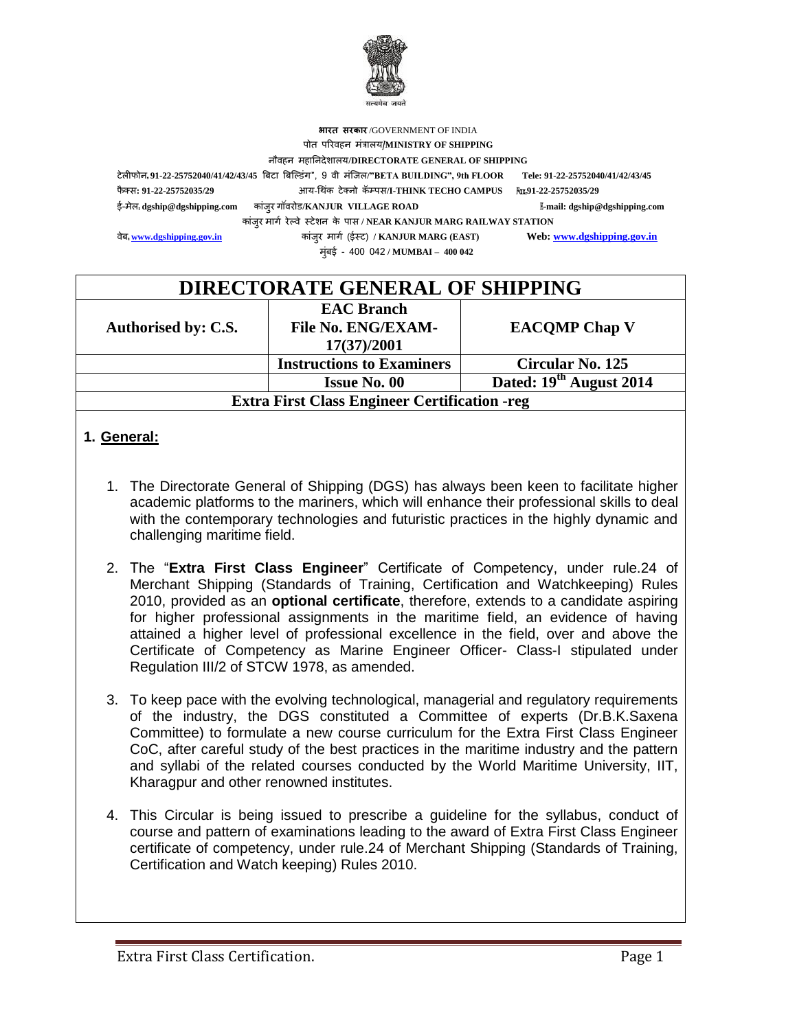सत्यमेव जयते

**भारत सरकार** /GOVERNMENT OF INDIA
पोत परिवहन मंत्रालय/**MINISTRY OF SHIPPING**
नौवहन महानिदेशालय/**DIRECTORATE GENERAL OF SHIPPING**

टेलीफोन, **91-22-25752040/41/42/43/45** बिटा बिल्डिंग", 9 वी मंजिल/**"BETA BUILDING", 9th FLOOR** **Tele: 91-22-25752040/41/42/43/45**
फैक्स: **91-22-25752035/29** आय-थिंक टेक्नो कॅम्पस/**I-THINK TECHO CAMPUS** **Fax:91-22-25752035/29**
ई-मेल, **dgship@dgshipping.com** कांजुर गॉवरोड/**KANJUR VILLAGE ROAD** **E-mail: dgship@dgshipping.com**
कांजुर मार्ग रेल्वे स्टेशन के पास / **NEAR KANJUR MARG RAILWAY STATION**
वेब, **www.dgshipping.gov.in** कांजुर मार्ग (ईस्ट) / **KANJUR MARG (EAST)** **Web: www.dgshipping.gov.in**
मुंबई - 400 042 / **MUMBAI – 400 042**

| DIRECTORATE GENERAL OF SHIPPING | | |
|---|---|---|
| **Authorised by: C.S.** | **EAC Branch File No. ENG/EXAM-17(37)/2001** | **EACQMP Chap V** |
| | **Instructions to Examiners** | **Circular No. 125** |
| | **Issue No. 00** | **Dated: 19th August 2014** |
| **Extra First Class Engineer Certification -reg** | | |

## 1. General:

1. The Directorate General of Shipping (DGS) has always been keen to facilitate higher academic platforms to the mariners, which will enhance their professional skills to deal with the contemporary technologies and futuristic practices in the highly dynamic and challenging maritime field.

2. The "**Extra First Class Engineer**" Certificate of Competency, under rule.24 of Merchant Shipping (Standards of Training, Certification and Watchkeeping) Rules 2010, provided as an **optional certificate**, therefore, extends to a candidate aspiring for higher professional assignments in the maritime field, an evidence of having attained a higher level of professional excellence in the field, over and above the Certificate of Competency as Marine Engineer Officer- Class-I stipulated under Regulation III/2 of STCW 1978, as amended.

3. To keep pace with the evolving technological, managerial and regulatory requirements of the industry, the DGS constituted a Committee of experts (Dr.B.K.Saxena Committee) to formulate a new course curriculum for the Extra First Class Engineer CoC, after careful study of the best practices in the maritime industry and the pattern and syllabi of the related courses conducted by the World Maritime University, IIT, Kharagpur and other renowned institutes.

4. This Circular is being issued to prescribe a guideline for the syllabus, conduct of course and pattern of examinations leading to the award of Extra First Class Engineer certificate of competency, under rule.24 of Merchant Shipping (Standards of Training, Certification and Watch keeping) Rules 2010.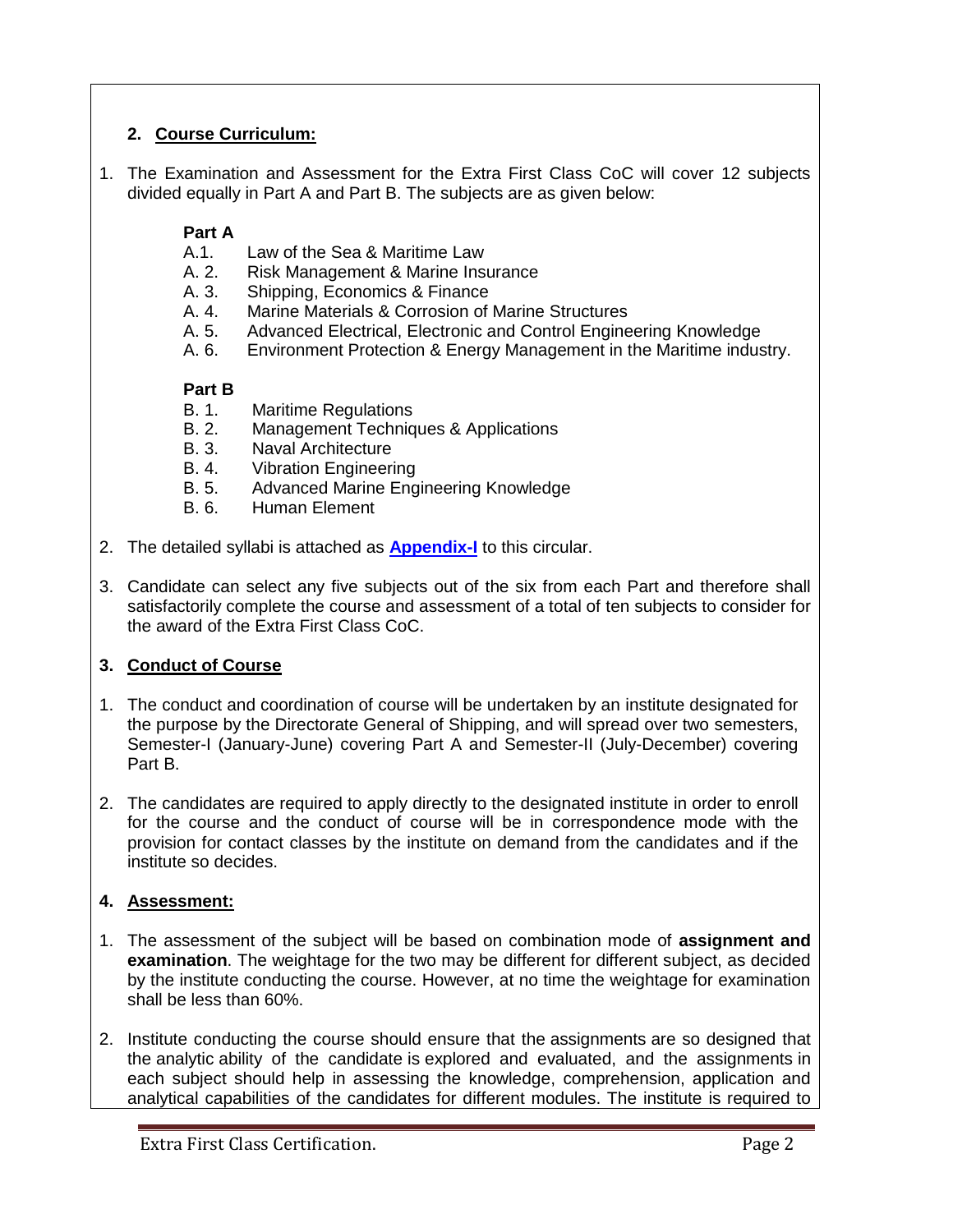## 2. Course Curriculum:

1. The Examination and Assessment for the Extra First Class CoC will cover 12 subjects divided equally in Part A and Part B. The subjects are as given below:

   **Part A**

   A.1. Law of the Sea & Maritime Law
   A. 2. Risk Management & Marine Insurance
   A. 3. Shipping, Economics & Finance
   A. 4. Marine Materials & Corrosion of Marine Structures
   A. 5. Advanced Electrical, Electronic and Control Engineering Knowledge
   A. 6. Environment Protection & Energy Management in the Maritime industry.

   **Part B**

   B. 1. Maritime Regulations
   B. 2. Management Techniques & Applications
   B. 3. Naval Architecture
   B. 4. Vibration Engineering
   B. 5. Advanced Marine Engineering Knowledge
   B. 6. Human Element

2. The detailed syllabi is attached as **Appendix-I** to this circular.

3. Candidate can select any five subjects out of the six from each Part and therefore shall satisfactorily complete the course and assessment of a total of ten subjects to consider for the award of the Extra First Class CoC.

## 3. Conduct of Course

1. The conduct and coordination of course will be undertaken by an institute designated for the purpose by the Directorate General of Shipping, and will spread over two semesters, Semester-I (January-June) covering Part A and Semester-II (July-December) covering Part B.

2. The candidates are required to apply directly to the designated institute in order to enroll for the course and the conduct of course will be in correspondence mode with the provision for contact classes by the institute on demand from the candidates and if the institute so decides.

## 4. Assessment:

1. The assessment of the subject will be based on combination mode of **assignment and examination**. The weightage for the two may be different for different subject, as decided by the institute conducting the course. However, at no time the weightage for examination shall be less than 60%.

2. Institute conducting the course should ensure that the assignments are so designed that the analytic ability of the candidate is explored and evaluated, and the assignments in each subject should help in assessing the knowledge, comprehension, application and analytical capabilities of the candidates for different modules. The institute is required to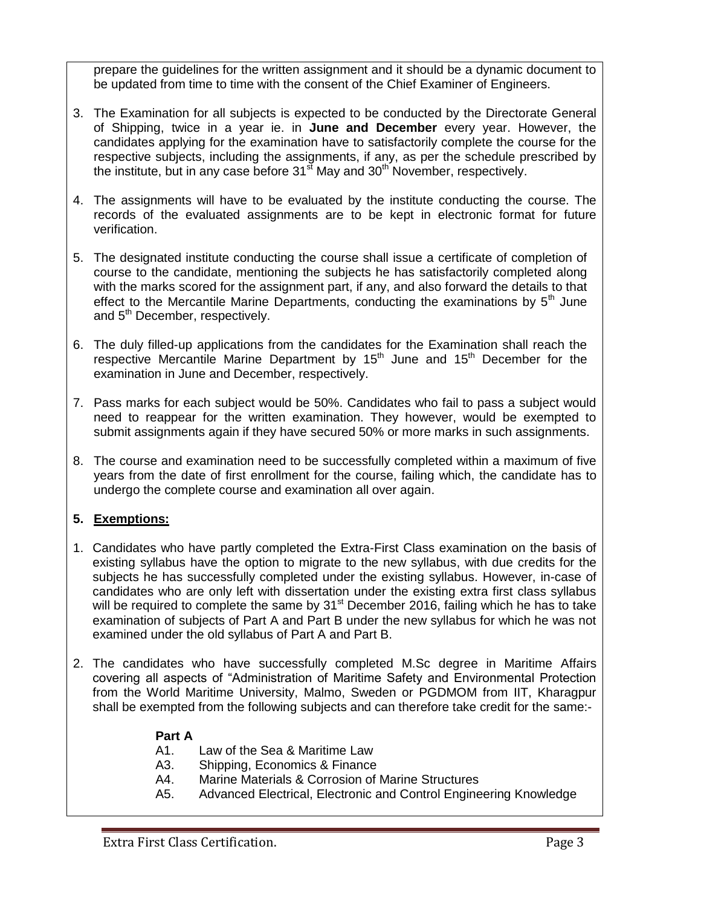prepare the guidelines for the written assignment and it should be a dynamic document to be updated from time to time with the consent of the Chief Examiner of Engineers.

3. The Examination for all subjects is expected to be conducted by the Directorate General of Shipping, twice in a year ie. in **June and December** every year. However, the candidates applying for the examination have to satisfactorily complete the course for the respective subjects, including the assignments, if any, as per the schedule prescribed by the institute, but in any case before 31st May and 30th November, respectively.

4. The assignments will have to be evaluated by the institute conducting the course. The records of the evaluated assignments are to be kept in electronic format for future verification.

5. The designated institute conducting the course shall issue a certificate of completion of course to the candidate, mentioning the subjects he has satisfactorily completed along with the marks scored for the assignment part, if any, and also forward the details to that effect to the Mercantile Marine Departments, conducting the examinations by 5th June and 5th December, respectively.

6. The duly filled-up applications from the candidates for the Examination shall reach the respective Mercantile Marine Department by 15th June and 15th December for the examination in June and December, respectively.

7. Pass marks for each subject would be 50%. Candidates who fail to pass a subject would need to reappear for the written examination. They however, would be exempted to submit assignments again if they have secured 50% or more marks in such assignments.

8. The course and examination need to be successfully completed within a maximum of five years from the date of first enrollment for the course, failing which, the candidate has to undergo the complete course and examination all over again.

## 5. Exemptions:

1. Candidates who have partly completed the Extra-First Class examination on the basis of existing syllabus have the option to migrate to the new syllabus, with due credits for the subjects he has successfully completed under the existing syllabus. However, in-case of candidates who are only left with dissertation under the existing extra first class syllabus will be required to complete the same by 31st December 2016, failing which he has to take examination of subjects of Part A and Part B under the new syllabus for which he was not examined under the old syllabus of Part A and Part B.

2. The candidates who have successfully completed M.Sc degree in Maritime Affairs covering all aspects of "Administration of Maritime Safety and Environmental Protection from the World Maritime University, Malmo, Sweden or PGDMOM from IIT, Kharagpur shall be exempted from the following subjects and can therefore take credit for the same:-

**Part A**

A1. Law of the Sea & Maritime Law
A3. Shipping, Economics & Finance
A4. Marine Materials & Corrosion of Marine Structures
A5. Advanced Electrical, Electronic and Control Engineering Knowledge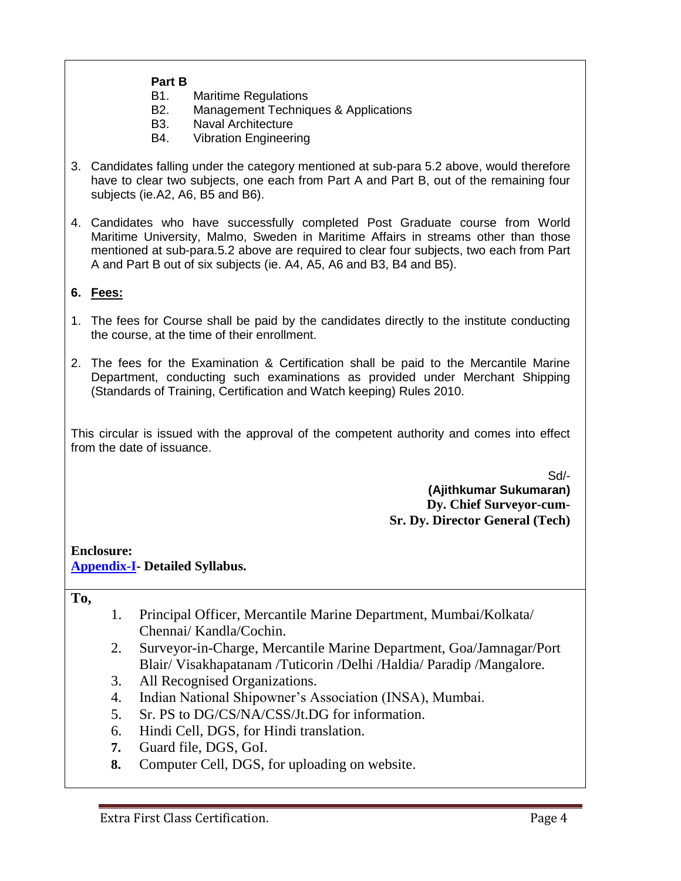**Part B**

B1. Maritime Regulations
B2. Management Techniques & Applications
B3. Naval Architecture
B4. Vibration Engineering

3. Candidates falling under the category mentioned at sub-para 5.2 above, would therefore have to clear two subjects, one each from Part A and Part B, out of the remaining four subjects (ie.A2, A6, B5 and B6).

4. Candidates who have successfully completed Post Graduate course from World Maritime University, Malmo, Sweden in Maritime Affairs in streams other than those mentioned at sub-para.5.2 above are required to clear four subjects, two each from Part A and Part B out of six subjects (ie. A4, A5, A6 and B3, B4 and B5).

**6. Fees:**

1. The fees for Course shall be paid by the candidates directly to the institute conducting the course, at the time of their enrollment.

2. The fees for the Examination & Certification shall be paid to the Mercantile Marine Department, conducting such examinations as provided under Merchant Shipping (Standards of Training, Certification and Watch keeping) Rules 2010.

This circular is issued with the approval of the competent authority and comes into effect from the date of issuance.

Sd/-
**(Ajithkumar Sukumaran)**
**Dy. Chief Surveyor-cum-**
**Sr. Dy. Director General (Tech)**

**Enclosure:**
**Appendix-I- Detailed Syllabus.**

**To,**

1. Principal Officer, Mercantile Marine Department, Mumbai/Kolkata/ Chennai/ Kandla/Cochin.
2. Surveyor-in-Charge, Mercantile Marine Department, Goa/Jamnagar/Port Blair/ Visakhapatanam /Tuticorin /Delhi /Haldia/ Paradip /Mangalore.
3. All Recognised Organizations.
4. Indian National Shipowner's Association (INSA), Mumbai.
5. Sr. PS to DG/CS/NA/CSS/Jt.DG for information.
6. Hindi Cell, DGS, for Hindi translation.
7. Guard file, DGS, GoI.
8. Computer Cell, DGS, for uploading on website.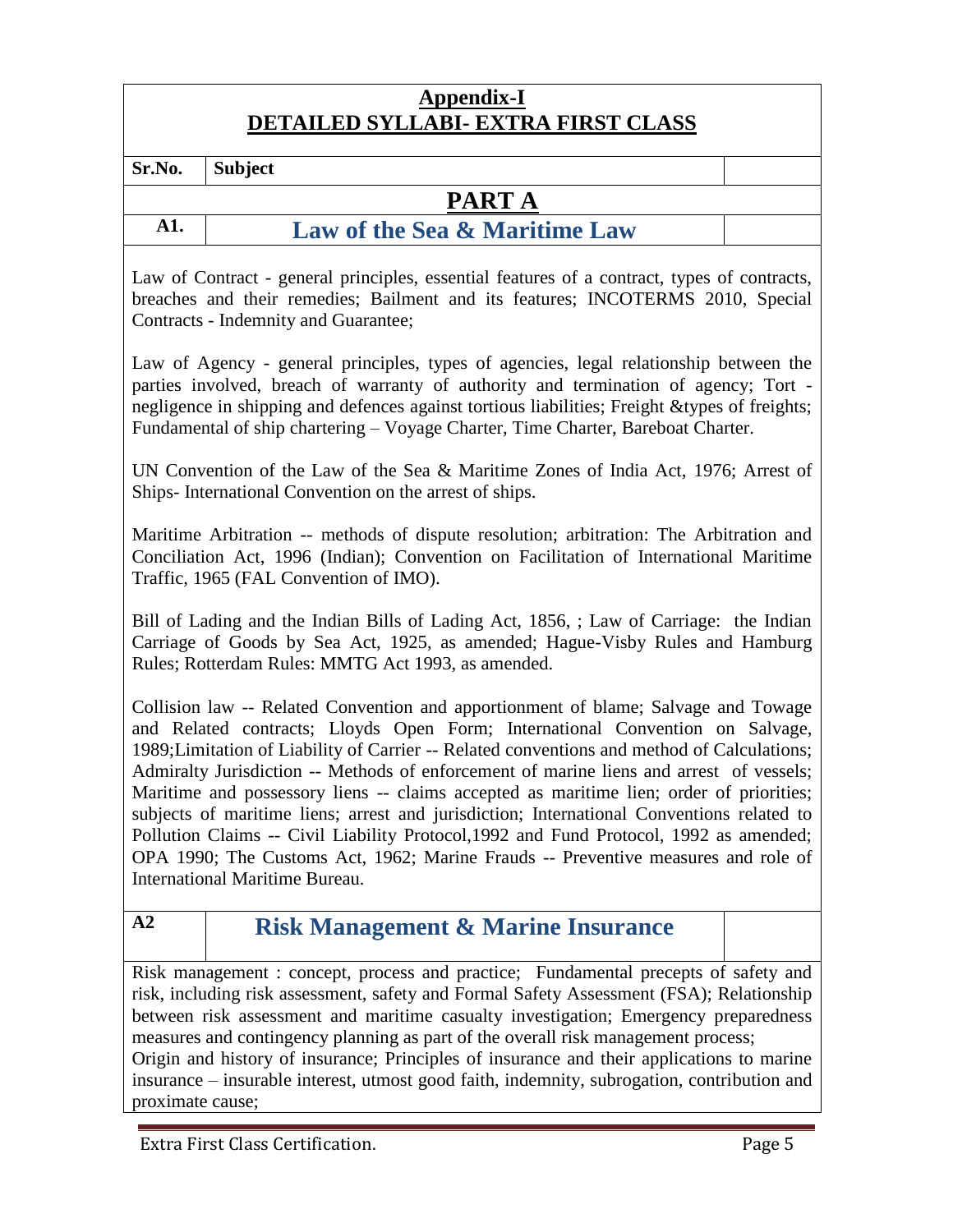## Appendix-I
## DETAILED SYLLABI- EXTRA FIRST CLASS

| Sr.No. | Subject | |
|---|---|---|

## PART A

### A1. Law of the Sea & Maritime Law

Law of Contract - general principles, essential features of a contract, types of contracts, breaches and their remedies; Bailment and its features; INCOTERMS 2010, Special Contracts - Indemnity and Guarantee;

Law of Agency - general principles, types of agencies, legal relationship between the parties involved, breach of warranty of authority and termination of agency; Tort - negligence in shipping and defences against tortious liabilities; Freight &types of freights; Fundamental of ship chartering – Voyage Charter, Time Charter, Bareboat Charter.

UN Convention of the Law of the Sea & Maritime Zones of India Act, 1976; Arrest of Ships- International Convention on the arrest of ships.

Maritime Arbitration -- methods of dispute resolution; arbitration: The Arbitration and Conciliation Act, 1996 (Indian); Convention on Facilitation of International Maritime Traffic, 1965 (FAL Convention of IMO).

Bill of Lading and the Indian Bills of Lading Act, 1856, ; Law of Carriage: the Indian Carriage of Goods by Sea Act, 1925, as amended; Hague-Visby Rules and Hamburg Rules; Rotterdam Rules: MMTG Act 1993, as amended.

Collision law -- Related Convention and apportionment of blame; Salvage and Towage and Related contracts; Lloyds Open Form; International Convention on Salvage, 1989;Limitation of Liability of Carrier -- Related conventions and method of Calculations; Admiralty Jurisdiction -- Methods of enforcement of marine liens and arrest of vessels; Maritime and possessory liens -- claims accepted as maritime lien; order of priorities; subjects of maritime liens; arrest and jurisdiction; International Conventions related to Pollution Claims -- Civil Liability Protocol,1992 and Fund Protocol, 1992 as amended; OPA 1990; The Customs Act, 1962; Marine Frauds -- Preventive measures and role of International Maritime Bureau.

### A2 Risk Management & Marine Insurance

Risk management : concept, process and practice; Fundamental precepts of safety and risk, including risk assessment, safety and Formal Safety Assessment (FSA); Relationship between risk assessment and maritime casualty investigation; Emergency preparedness measures and contingency planning as part of the overall risk management process;
Origin and history of insurance; Principles of insurance and their applications to marine insurance – insurable interest, utmost good faith, indemnity, subrogation, contribution and proximate cause;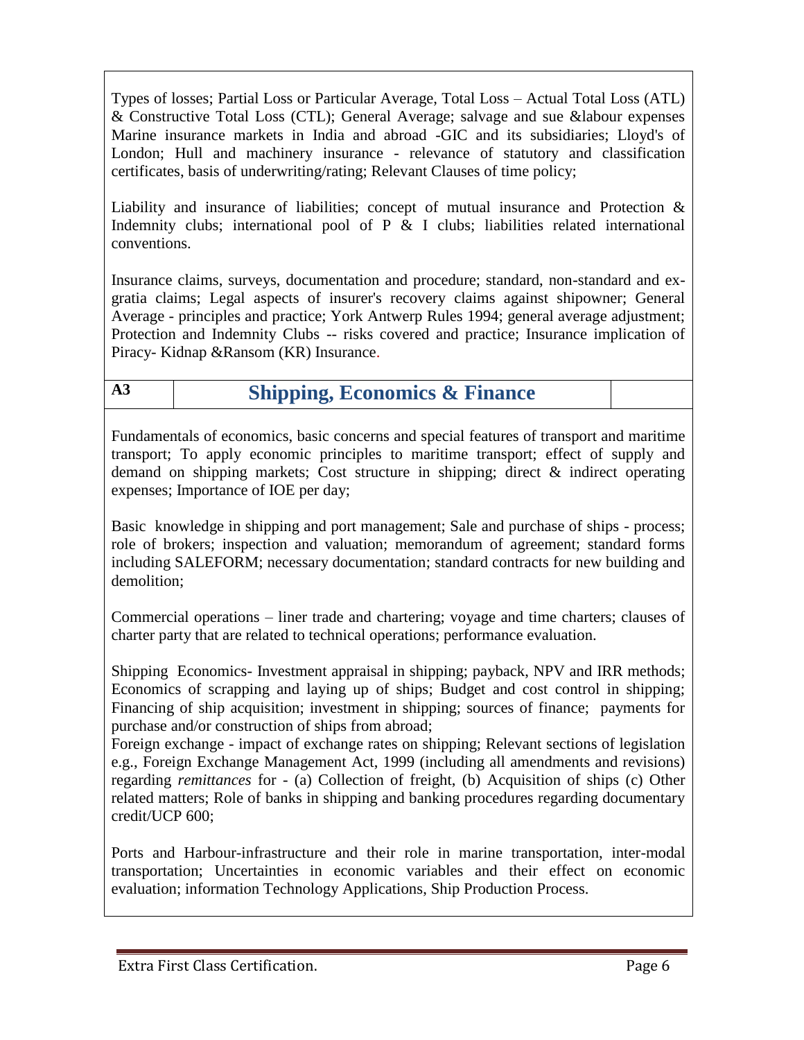Types of losses; Partial Loss or Particular Average, Total Loss – Actual Total Loss (ATL) & Constructive Total Loss (CTL); General Average; salvage and sue &labour expenses Marine insurance markets in India and abroad -GIC and its subsidiaries; Lloyd's of London; Hull and machinery insurance - relevance of statutory and classification certificates, basis of underwriting/rating; Relevant Clauses of time policy;

Liability and insurance of liabilities; concept of mutual insurance and Protection & Indemnity clubs; international pool of P & I clubs; liabilities related international conventions.

Insurance claims, surveys, documentation and procedure; standard, non-standard and ex-gratia claims; Legal aspects of insurer's recovery claims against shipowner; General Average - principles and practice; York Antwerp Rules 1994; general average adjustment; Protection and Indemnity Clubs -- risks covered and practice; Insurance implication of Piracy- Kidnap &Ransom (KR) Insurance.

| A3 | **Shipping, Economics & Finance** | |
|---|---|---|

Fundamentals of economics, basic concerns and special features of transport and maritime transport; To apply economic principles to maritime transport; effect of supply and demand on shipping markets; Cost structure in shipping; direct & indirect operating expenses; Importance of IOE per day;

Basic knowledge in shipping and port management; Sale and purchase of ships - process; role of brokers; inspection and valuation; memorandum of agreement; standard forms including SALEFORM; necessary documentation; standard contracts for new building and demolition;

Commercial operations – liner trade and chartering; voyage and time charters; clauses of charter party that are related to technical operations; performance evaluation.

Shipping Economics- Investment appraisal in shipping; payback, NPV and IRR methods; Economics of scrapping and laying up of ships; Budget and cost control in shipping; Financing of ship acquisition; investment in shipping; sources of finance; payments for purchase and/or construction of ships from abroad;
Foreign exchange - impact of exchange rates on shipping; Relevant sections of legislation e.g., Foreign Exchange Management Act, 1999 (including all amendments and revisions) regarding *remittances* for - (a) Collection of freight, (b) Acquisition of ships (c) Other related matters; Role of banks in shipping and banking procedures regarding documentary credit/UCP 600;

Ports and Harbour-infrastructure and their role in marine transportation, inter-modal transportation; Uncertainties in economic variables and their effect on economic evaluation; information Technology Applications, Ship Production Process.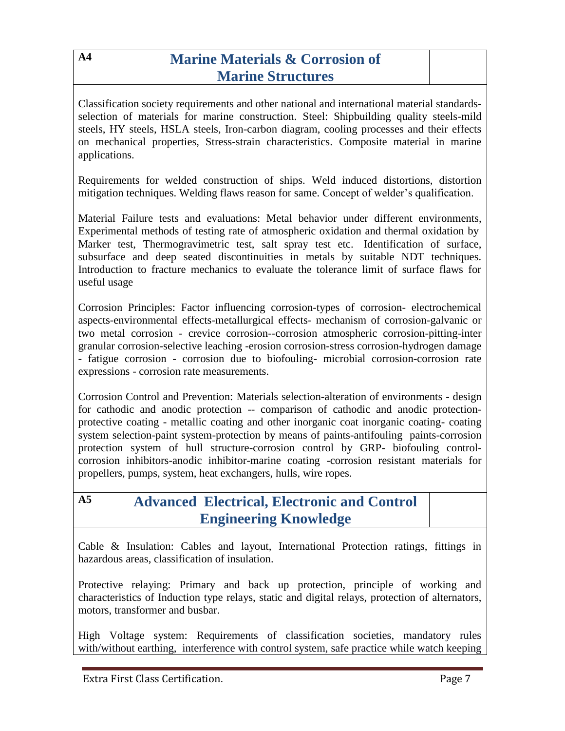## A4 Marine Materials & Corrosion of Marine Structures

Classification society requirements and other national and international material standards-selection of materials for marine construction. Steel: Shipbuilding quality steels-mild steels, HY steels, HSLA steels, Iron-carbon diagram, cooling processes and their effects on mechanical properties, Stress-strain characteristics. Composite material in marine applications.

Requirements for welded construction of ships. Weld induced distortions, distortion mitigation techniques. Welding flaws reason for same. Concept of welder's qualification.

Material Failure tests and evaluations: Metal behavior under different environments, Experimental methods of testing rate of atmospheric oxidation and thermal oxidation by Marker test, Thermogravimetric test, salt spray test etc. Identification of surface, subsurface and deep seated discontinuities in metals by suitable NDT techniques. Introduction to fracture mechanics to evaluate the tolerance limit of surface flaws for useful usage

Corrosion Principles: Factor influencing corrosion-types of corrosion- electrochemical aspects-environmental effects-metallurgical effects- mechanism of corrosion-galvanic or two metal corrosion - crevice corrosion--corrosion atmospheric corrosion-pitting-inter granular corrosion-selective leaching -erosion corrosion-stress corrosion-hydrogen damage - fatigue corrosion - corrosion due to biofouling- microbial corrosion-corrosion rate expressions - corrosion rate measurements.

Corrosion Control and Prevention: Materials selection-alteration of environments - design for cathodic and anodic protection -- comparison of cathodic and anodic protection-protective coating - metallic coating and other inorganic coat inorganic coating- coating system selection-paint system-protection by means of paints-antifouling paints-corrosion protection system of hull structure-corrosion control by GRP- biofouling control-corrosion inhibitors-anodic inhibitor-marine coating -corrosion resistant materials for propellers, pumps, system, heat exchangers, hulls, wire ropes.

## A5 Advanced Electrical, Electronic and Control Engineering Knowledge

Cable & Insulation: Cables and layout, International Protection ratings, fittings in hazardous areas, classification of insulation.

Protective relaying: Primary and back up protection, principle of working and characteristics of Induction type relays, static and digital relays, protection of alternators, motors, transformer and busbar.

High Voltage system: Requirements of classification societies, mandatory rules with/without earthing, interference with control system, safe practice while watch keeping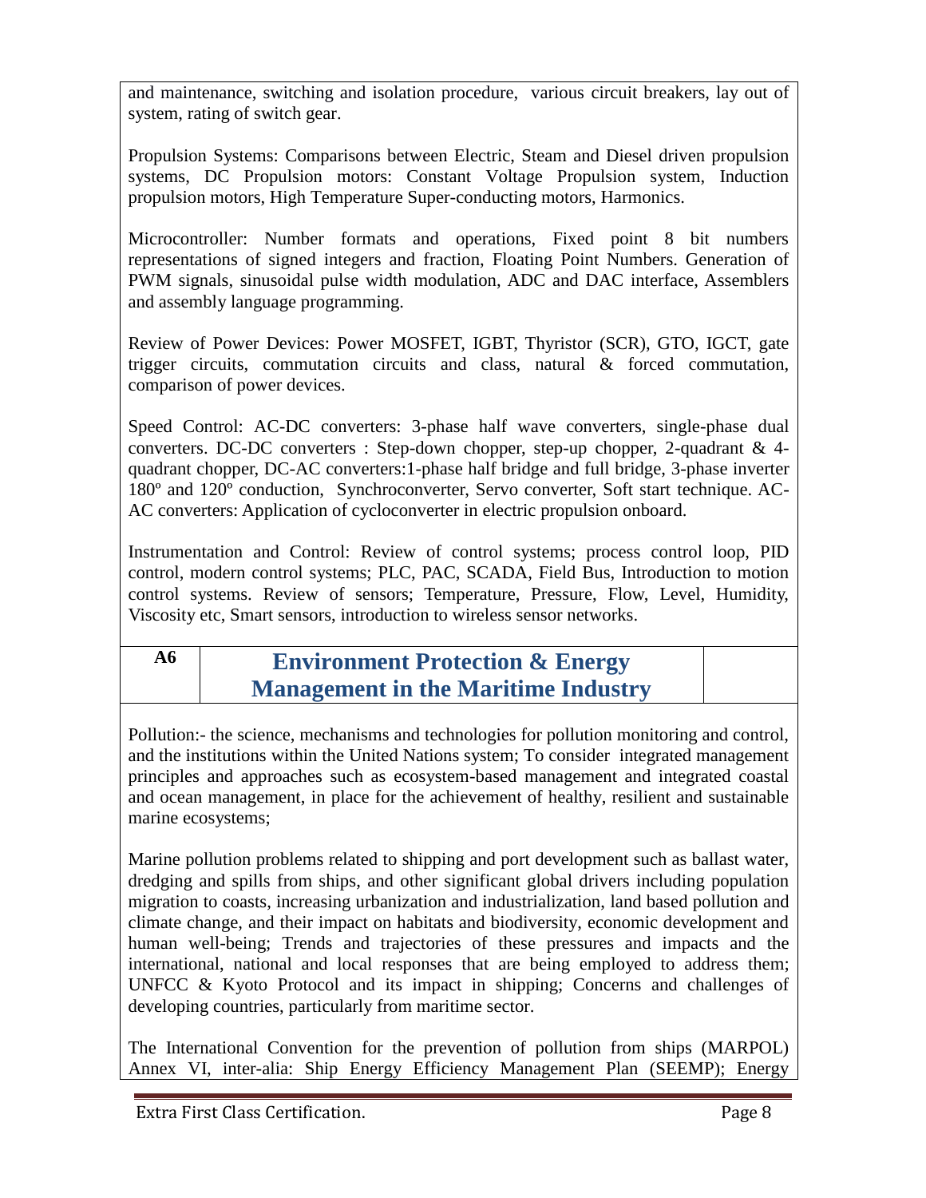and maintenance, switching and isolation procedure, various circuit breakers, lay out of system, rating of switch gear.

Propulsion Systems: Comparisons between Electric, Steam and Diesel driven propulsion systems, DC Propulsion motors: Constant Voltage Propulsion system, Induction propulsion motors, High Temperature Super-conducting motors, Harmonics.

Microcontroller: Number formats and operations, Fixed point 8 bit numbers representations of signed integers and fraction, Floating Point Numbers. Generation of PWM signals, sinusoidal pulse width modulation, ADC and DAC interface, Assemblers and assembly language programming.

Review of Power Devices: Power MOSFET, IGBT, Thyristor (SCR), GTO, IGCT, gate trigger circuits, commutation circuits and class, natural & forced commutation, comparison of power devices.

Speed Control: AC-DC converters: 3-phase half wave converters, single-phase dual converters. DC-DC converters : Step-down chopper, step-up chopper, 2-quadrant & 4-quadrant chopper, DC-AC converters:1-phase half bridge and full bridge, 3-phase inverter 180º and 120º conduction, Synchroconverter, Servo converter, Soft start technique. AC-AC converters: Application of cycloconverter in electric propulsion onboard.

Instrumentation and Control: Review of control systems; process control loop, PID control, modern control systems; PLC, PAC, SCADA, Field Bus, Introduction to motion control systems. Review of sensors; Temperature, Pressure, Flow, Level, Humidity, Viscosity etc, Smart sensors, introduction to wireless sensor networks.

## A6 Environment Protection & Energy Management in the Maritime Industry

Pollution:- the science, mechanisms and technologies for pollution monitoring and control, and the institutions within the United Nations system; To consider integrated management principles and approaches such as ecosystem-based management and integrated coastal and ocean management, in place for the achievement of healthy, resilient and sustainable marine ecosystems;

Marine pollution problems related to shipping and port development such as ballast water, dredging and spills from ships, and other significant global drivers including population migration to coasts, increasing urbanization and industrialization, land based pollution and climate change, and their impact on habitats and biodiversity, economic development and human well-being; Trends and trajectories of these pressures and impacts and the international, national and local responses that are being employed to address them; UNFCC & Kyoto Protocol and its impact in shipping; Concerns and challenges of developing countries, particularly from maritime sector.

The International Convention for the prevention of pollution from ships (MARPOL) Annex VI, inter-alia: Ship Energy Efficiency Management Plan (SEEMP); Energy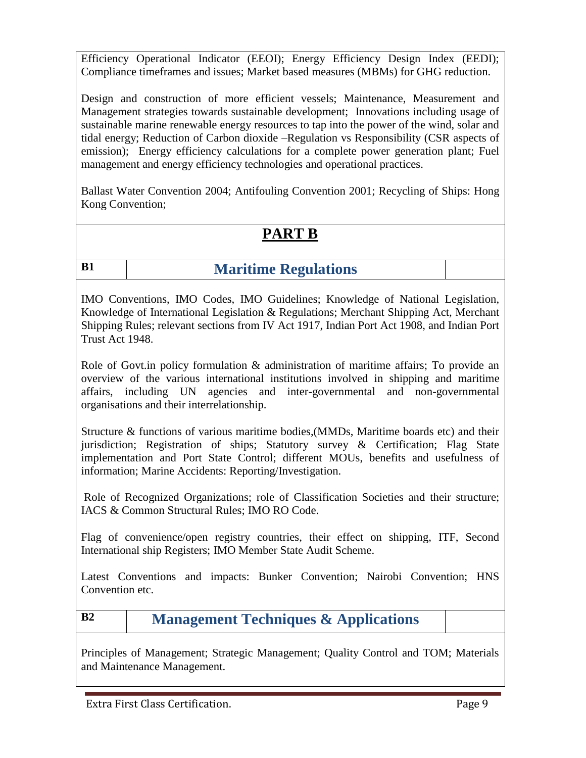Efficiency Operational Indicator (EEOI); Energy Efficiency Design Index (EEDI); Compliance timeframes and issues; Market based measures (MBMs) for GHG reduction.

Design and construction of more efficient vessels; Maintenance, Measurement and Management strategies towards sustainable development; Innovations including usage of sustainable marine renewable energy resources to tap into the power of the wind, solar and tidal energy; Reduction of Carbon dioxide –Regulation vs Responsibility (CSR aspects of emission); Energy efficiency calculations for a complete power generation plant; Fuel management and energy efficiency technologies and operational practices.

Ballast Water Convention 2004; Antifouling Convention 2001; Recycling of Ships: Hong Kong Convention;

# PART B

## B1 Maritime Regulations

IMO Conventions, IMO Codes, IMO Guidelines; Knowledge of National Legislation, Knowledge of International Legislation & Regulations; Merchant Shipping Act, Merchant Shipping Rules; relevant sections from IV Act 1917, Indian Port Act 1908, and Indian Port Trust Act 1948.

Role of Govt.in policy formulation & administration of maritime affairs; To provide an overview of the various international institutions involved in shipping and maritime affairs, including UN agencies and inter-governmental and non-governmental organisations and their interrelationship.

Structure & functions of various maritime bodies,(MMDs, Maritime boards etc) and their jurisdiction; Registration of ships; Statutory survey & Certification; Flag State implementation and Port State Control; different MOUs, benefits and usefulness of information; Marine Accidents: Reporting/Investigation.

Role of Recognized Organizations; role of Classification Societies and their structure; IACS & Common Structural Rules; IMO RO Code.

Flag of convenience/open registry countries, their effect on shipping, ITF, Second International ship Registers; IMO Member State Audit Scheme.

Latest Conventions and impacts: Bunker Convention; Nairobi Convention; HNS Convention etc.

## B2 Management Techniques & Applications

Principles of Management; Strategic Management; Quality Control and TQM; Materials and Maintenance Management.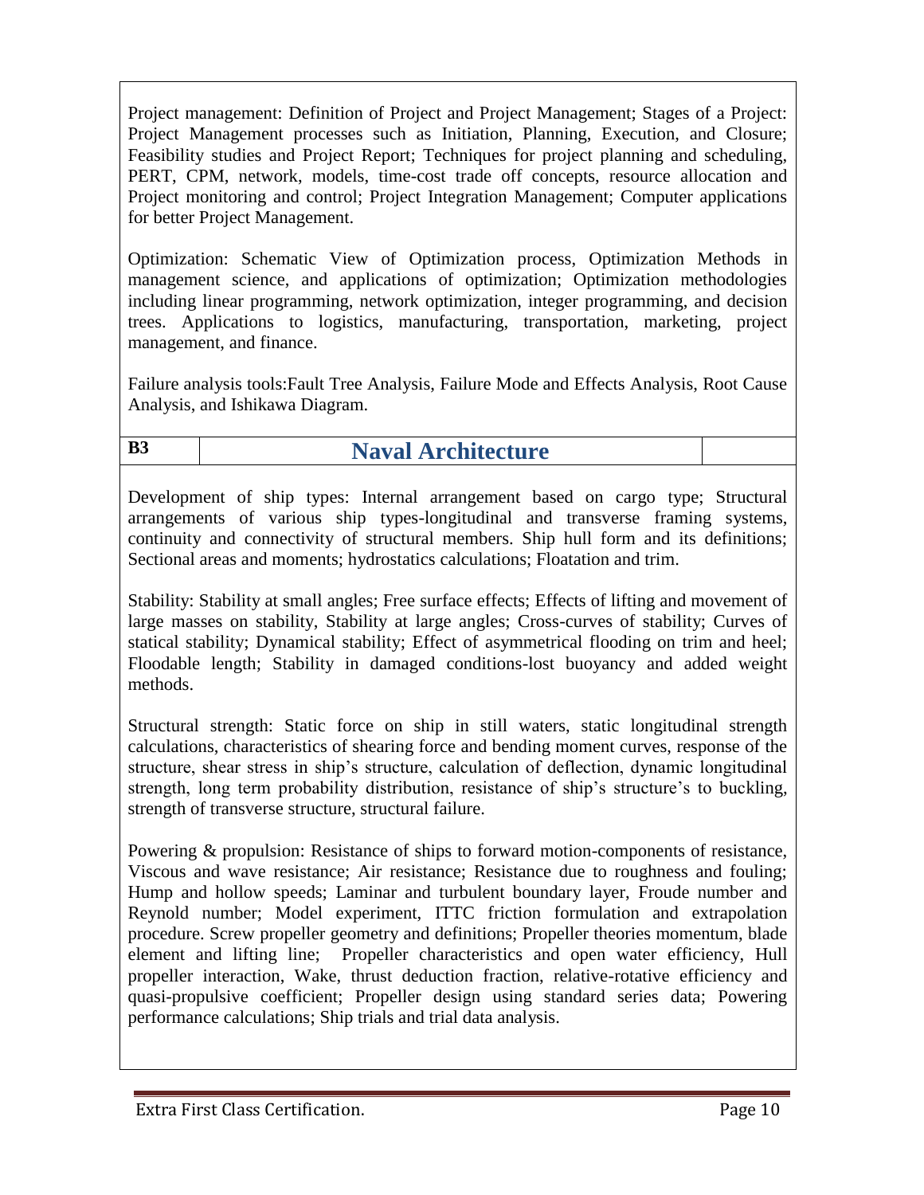Project management: Definition of Project and Project Management; Stages of a Project: Project Management processes such as Initiation, Planning, Execution, and Closure; Feasibility studies and Project Report; Techniques for project planning and scheduling, PERT, CPM, network, models, time-cost trade off concepts, resource allocation and Project monitoring and control; Project Integration Management; Computer applications for better Project Management.

Optimization: Schematic View of Optimization process, Optimization Methods in management science, and applications of optimization; Optimization methodologies including linear programming, network optimization, integer programming, and decision trees. Applications to logistics, manufacturing, transportation, marketing, project management, and finance.

Failure analysis tools:Fault Tree Analysis, Failure Mode and Effects Analysis, Root Cause Analysis, and Ishikawa Diagram.

| B3 | Naval Architecture | |
|---|---|---|

Development of ship types: Internal arrangement based on cargo type; Structural arrangements of various ship types-longitudinal and transverse framing systems, continuity and connectivity of structural members. Ship hull form and its definitions; Sectional areas and moments; hydrostatics calculations; Floatation and trim.

Stability: Stability at small angles; Free surface effects; Effects of lifting and movement of large masses on stability, Stability at large angles; Cross-curves of stability; Curves of statical stability; Dynamical stability; Effect of asymmetrical flooding on trim and heel; Floodable length; Stability in damaged conditions-lost buoyancy and added weight methods.

Structural strength: Static force on ship in still waters, static longitudinal strength calculations, characteristics of shearing force and bending moment curves, response of the structure, shear stress in ship's structure, calculation of deflection, dynamic longitudinal strength, long term probability distribution, resistance of ship's structure's to buckling, strength of transverse structure, structural failure.

Powering & propulsion: Resistance of ships to forward motion-components of resistance, Viscous and wave resistance; Air resistance; Resistance due to roughness and fouling; Hump and hollow speeds; Laminar and turbulent boundary layer, Froude number and Reynold number; Model experiment, ITTC friction formulation and extrapolation procedure. Screw propeller geometry and definitions; Propeller theories momentum, blade element and lifting line; Propeller characteristics and open water efficiency, Hull propeller interaction, Wake, thrust deduction fraction, relative-rotative efficiency and quasi-propulsive coefficient; Propeller design using standard series data; Powering performance calculations; Ship trials and trial data analysis.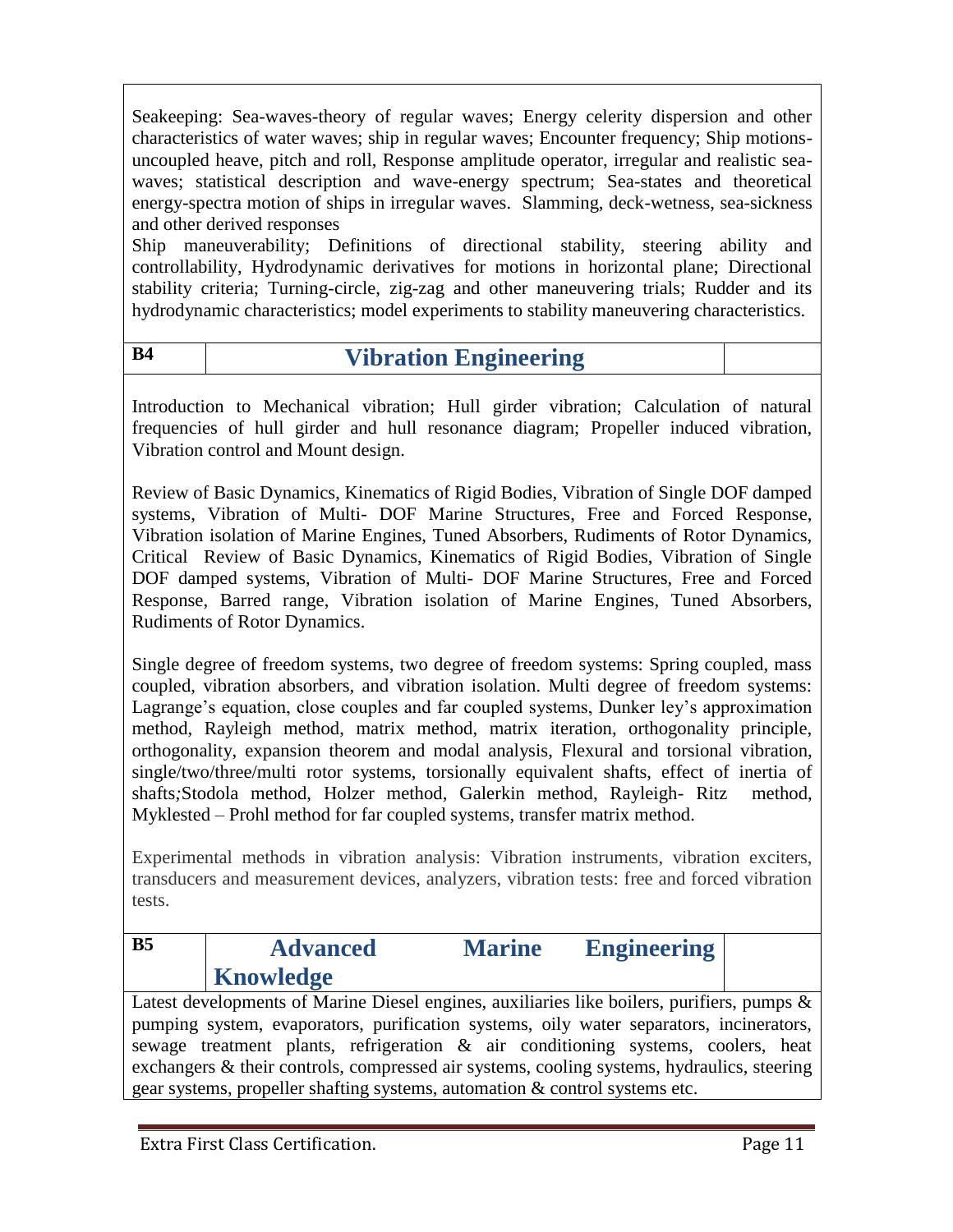Seakeeping: Sea-waves-theory of regular waves; Energy celerity dispersion and other characteristics of water waves; ship in regular waves; Encounter frequency; Ship motions-uncoupled heave, pitch and roll, Response amplitude operator, irregular and realistic sea-waves; statistical description and wave-energy spectrum; Sea-states and theoretical energy-spectra motion of ships in irregular waves. Slamming, deck-wetness, sea-sickness and other derived responses

Ship maneuverability; Definitions of directional stability, steering ability and controllability, Hydrodynamic derivatives for motions in horizontal plane; Directional stability criteria; Turning-circle, zig-zag and other maneuvering trials; Rudder and its hydrodynamic characteristics; model experiments to stability maneuvering characteristics.

| B4 | **Vibration Engineering** | |
|---|---|---|

Introduction to Mechanical vibration; Hull girder vibration; Calculation of natural frequencies of hull girder and hull resonance diagram; Propeller induced vibration, Vibration control and Mount design.

Review of Basic Dynamics, Kinematics of Rigid Bodies, Vibration of Single DOF damped systems, Vibration of Multi- DOF Marine Structures, Free and Forced Response, Vibration isolation of Marine Engines, Tuned Absorbers, Rudiments of Rotor Dynamics, Critical Review of Basic Dynamics, Kinematics of Rigid Bodies, Vibration of Single DOF damped systems, Vibration of Multi- DOF Marine Structures, Free and Forced Response, Barred range, Vibration isolation of Marine Engines, Tuned Absorbers, Rudiments of Rotor Dynamics.

Single degree of freedom systems, two degree of freedom systems: Spring coupled, mass coupled, vibration absorbers, and vibration isolation. Multi degree of freedom systems: Lagrange's equation, close couples and far coupled systems, Dunker ley's approximation method, Rayleigh method, matrix method, matrix iteration, orthogonality principle, orthogonality, expansion theorem and modal analysis, Flexural and torsional vibration, single/two/three/multi rotor systems, torsionally equivalent shafts, effect of inertia of shafts;Stodola method, Holzer method, Galerkin method, Rayleigh- Ritz method, Myklested – Prohl method for far coupled systems, transfer matrix method.

Experimental methods in vibration analysis: Vibration instruments, vibration exciters, transducers and measurement devices, analyzers, vibration tests: free and forced vibration tests.

| B5 | **Advanced Marine Engineering Knowledge** | |
|---|---|---|

Latest developments of Marine Diesel engines, auxiliaries like boilers, purifiers, pumps & pumping system, evaporators, purification systems, oily water separators, incinerators, sewage treatment plants, refrigeration & air conditioning systems, coolers, heat exchangers & their controls, compressed air systems, cooling systems, hydraulics, steering gear systems, propeller shafting systems, automation & control systems etc.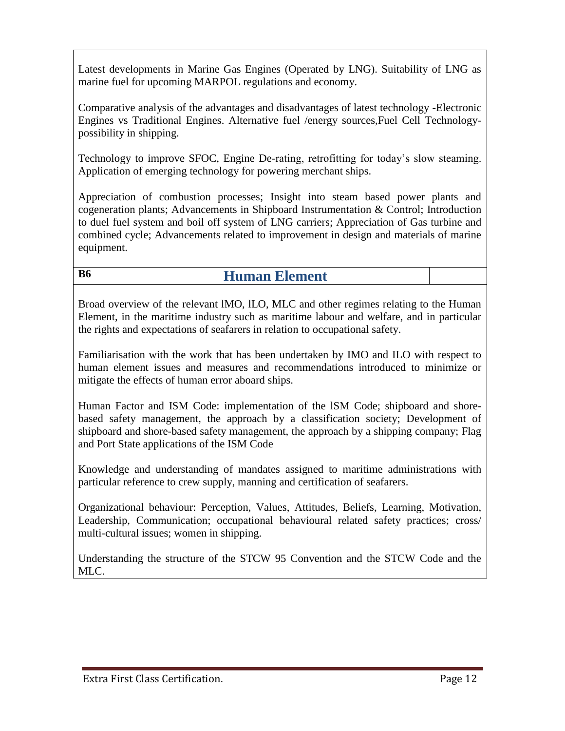Latest developments in Marine Gas Engines (Operated by LNG). Suitability of LNG as marine fuel for upcoming MARPOL regulations and economy.

Comparative analysis of the advantages and disadvantages of latest technology -Electronic Engines vs Traditional Engines. Alternative fuel /energy sources,Fuel Cell Technology-possibility in shipping.

Technology to improve SFOC, Engine De-rating, retrofitting for today's slow steaming. Application of emerging technology for powering merchant ships.

Appreciation of combustion processes; Insight into steam based power plants and cogeneration plants; Advancements in Shipboard Instrumentation & Control; Introduction to duel fuel system and boil off system of LNG carriers; Appreciation of Gas turbine and combined cycle; Advancements related to improvement in design and materials of marine equipment.

| B6 | Human Element | |
|---|---|---|

Broad overview of the relevant lMO, lLO, MLC and other regimes relating to the Human Element, in the maritime industry such as maritime labour and welfare, and in particular the rights and expectations of seafarers in relation to occupational safety.

Familiarisation with the work that has been undertaken by IMO and ILO with respect to human element issues and measures and recommendations introduced to minimize or mitigate the effects of human error aboard ships.

Human Factor and ISM Code: implementation of the lSM Code; shipboard and shore-based safety management, the approach by a classification society; Development of shipboard and shore-based safety management, the approach by a shipping company; Flag and Port State applications of the ISM Code

Knowledge and understanding of mandates assigned to maritime administrations with particular reference to crew supply, manning and certification of seafarers.

Organizational behaviour: Perception, Values, Attitudes, Beliefs, Learning, Motivation, Leadership, Communication; occupational behavioural related safety practices; cross/ multi-cultural issues; women in shipping.

Understanding the structure of the STCW 95 Convention and the STCW Code and the MLC.